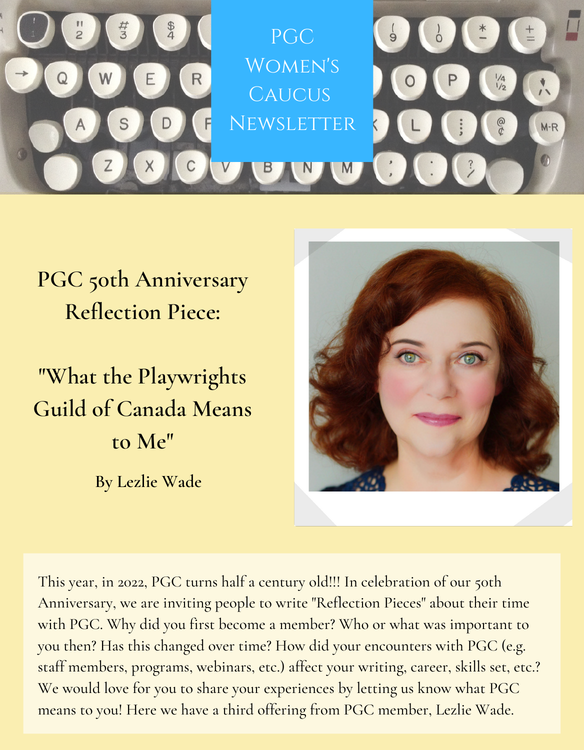# PGC Women's Caucus Newsletter

## PGC 50th Anniversary Reflection Piece:

## "What the Playwrights Guild of Canada Means to Me"

**By Lezlie Wade**

This year, in 2022, PGC turns half a century old!!! In celebration of our 50th Anniversary, we are inviting people to write "Reflection Pieces" about their time with PGC. Why did you first become a member? Who or what was important to you then? Has this changed over time? How did your encounters with PGC (e.g. staff members, programs, webinars, etc.) affect your writing, career, skills set, etc.? We would love for you to share your experiences by letting us know what PGC means to you! Here we have a third offering from PGC member, Lezlie Wade.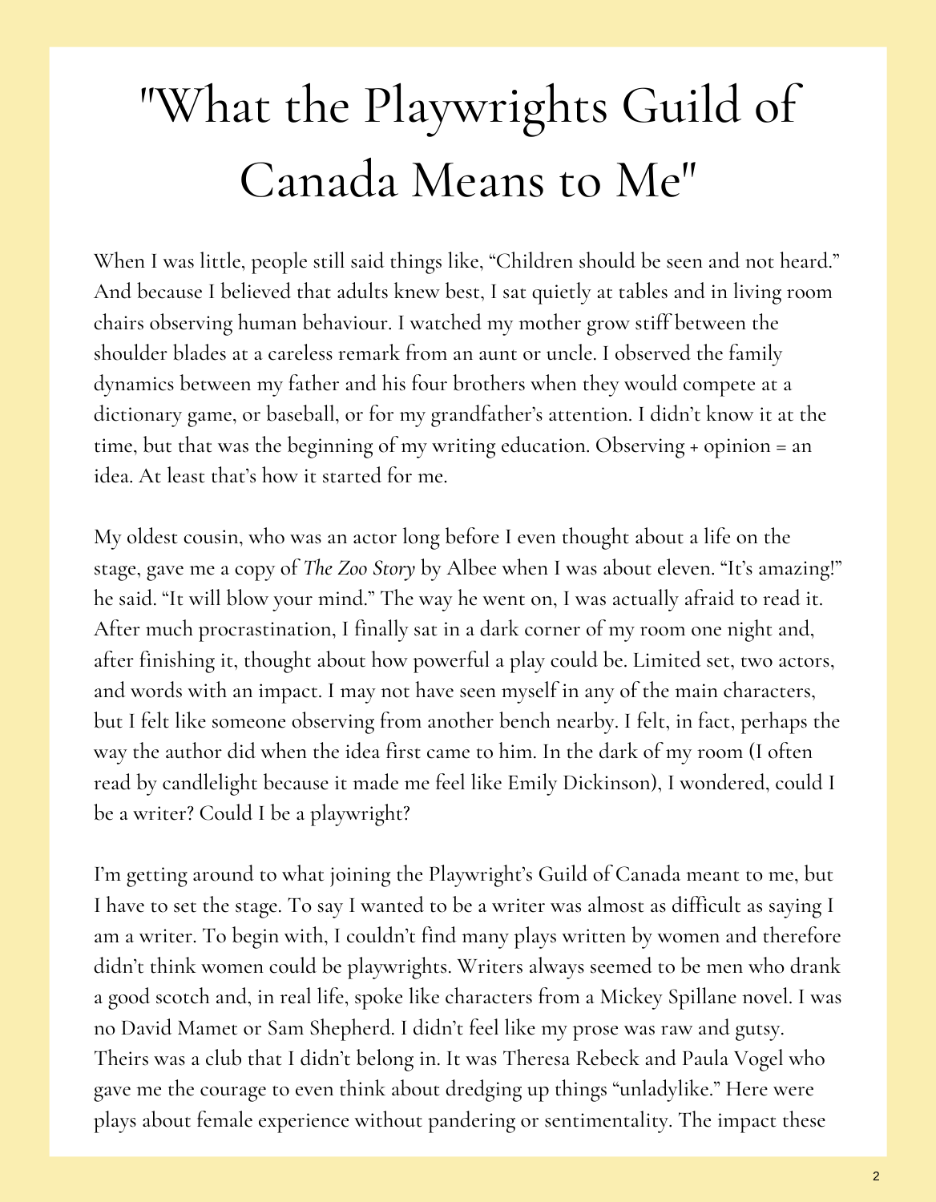# "What the Playwrights Guild of Canada Means to Me"

When I was little, people still said things like, "Children should be seen and not heard." And because I believed that adults knew best, I sat quietly at tables and in living room chairs observing human behaviour. I watched my mother grow stiff between the shoulder blades at a careless remark from an aunt or uncle. I observed the family dynamics between my father and his four brothers when they would compete at a dictionary game, or baseball, or for my grandfather's attention. I didn't know it at the time, but that was the beginning of my writing education. Observing + opinion = an idea. At least that's how it started for me.

My oldest cousin, who was an actor long before I even thought about a life on the stage, gave me a copy of *The Zoo Story* by Albee when I was about eleven. "It's amazing!" he said. "It will blow your mind." The way he went on, I was actually afraid to read it. After much procrastination, I finally sat in a dark corner of my room one night and, after finishing it, thought about how powerful a play could be. Limited set, two actors, and words with an impact. I may not have seen myself in any of the main characters, but I felt like someone observing from another bench nearby. I felt, in fact, perhaps the way the author did when the idea first came to him. In the dark of my room (I often read by candlelight because it made me feel like Emily Dickinson), I wondered, could I be a writer? Could I be a playwright?

I'm getting around to what joining the Playwright's Guild of Canada meant to me, but I have to set the stage. To say I wanted to be a writer was almost as difficult as saying I am a writer. To begin with, I couldn't find many plays written by women and therefore didn't think women could be playwrights. Writers always seemed to be men who drank a good scotch and, in real life, spoke like characters from a Mickey Spillane novel. I was no David Mamet or Sam Shepherd. I didn't feel like my prose was raw and gutsy. Theirs was a club that I didn't belong in. It was Theresa Rebeck and Paula Vogel who gave me the courage to even think about dredging up things "unladylike." Here were plays about female experience without pandering or sentimentality. The impact these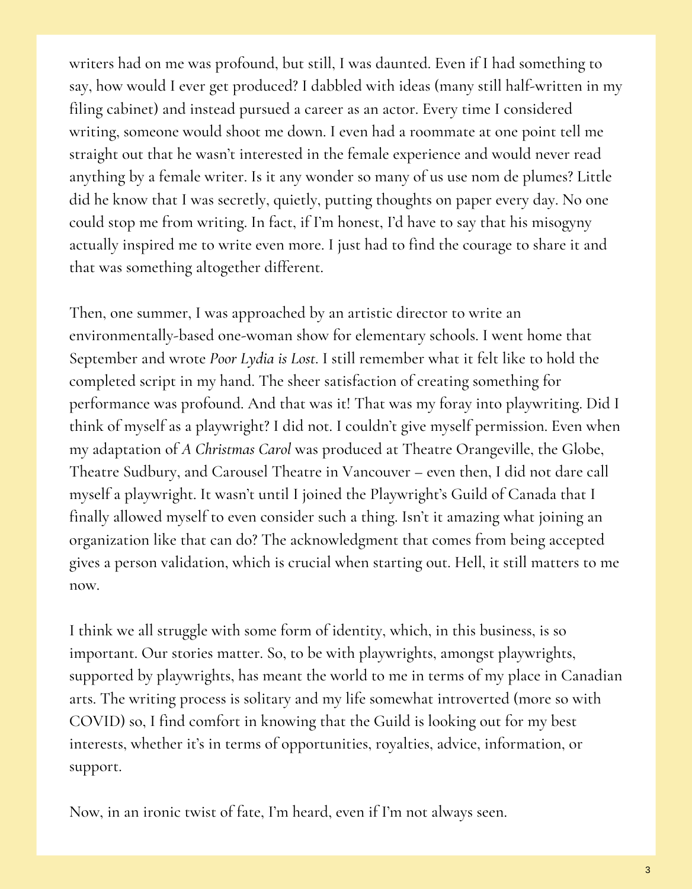writers had on me was profound, but still, I was daunted. Even if I had something to say, how would I ever get produced? I dabbled with ideas (many still half-written in my filing cabinet) and instead pursued a career as an actor. Every time I considered writing, someone would shoot me down. I even had a roommate at one point tell me straight out that he wasn't interested in the female experience and would never read anything by a female writer. Is it any wonder so many of us use nom de plumes? Little did he know that I was secretly, quietly, putting thoughts on paper every day. No one could stop me from writing. In fact, if I'm honest, I'd have to say that his misogyny actually inspired me to write even more. I just had to find the courage to share it and that was something altogether different.

Then, one summer, I was approached by an artistic director to write an environmentally-based one-woman show for elementary schools. I went home that September and wrote *Poor Lydia is Lost*. I still remember what it felt like to hold the completed script in my hand. The sheer satisfaction of creating something for performance was profound. And that was it! That was my foray into playwriting. Did I think of myself as a playwright? I did not. I couldn't give myself permission. Even when my adaptation of *A Christmas Carol* was produced at Theatre Orangeville, the Globe, Theatre Sudbury, and Carousel Theatre in Vancouver – even then, I did not dare call myself a playwright. It wasn't until I joined the Playwright's Guild of Canada that I finally allowed myself to even consider such a thing. Isn't it amazing what joining an organization like that can do? The acknowledgment that comes from being accepted gives a person validation, which is crucial when starting out. Hell, it still matters to me now.

I think we all struggle with some form of identity, which, in this business, is so important. Our stories matter. So, to be with playwrights, amongst playwrights, supported by playwrights, has meant the world to me in terms of my place in Canadian arts. The writing process is solitary and my life somewhat introverted (more so with COVID) so, I find comfort in knowing that the Guild is looking out for my best interests, whether it's in terms of opportunities, royalties, advice, information, or support.

Now, in an ironic twist of fate, I'm heard, even if I'm not always seen.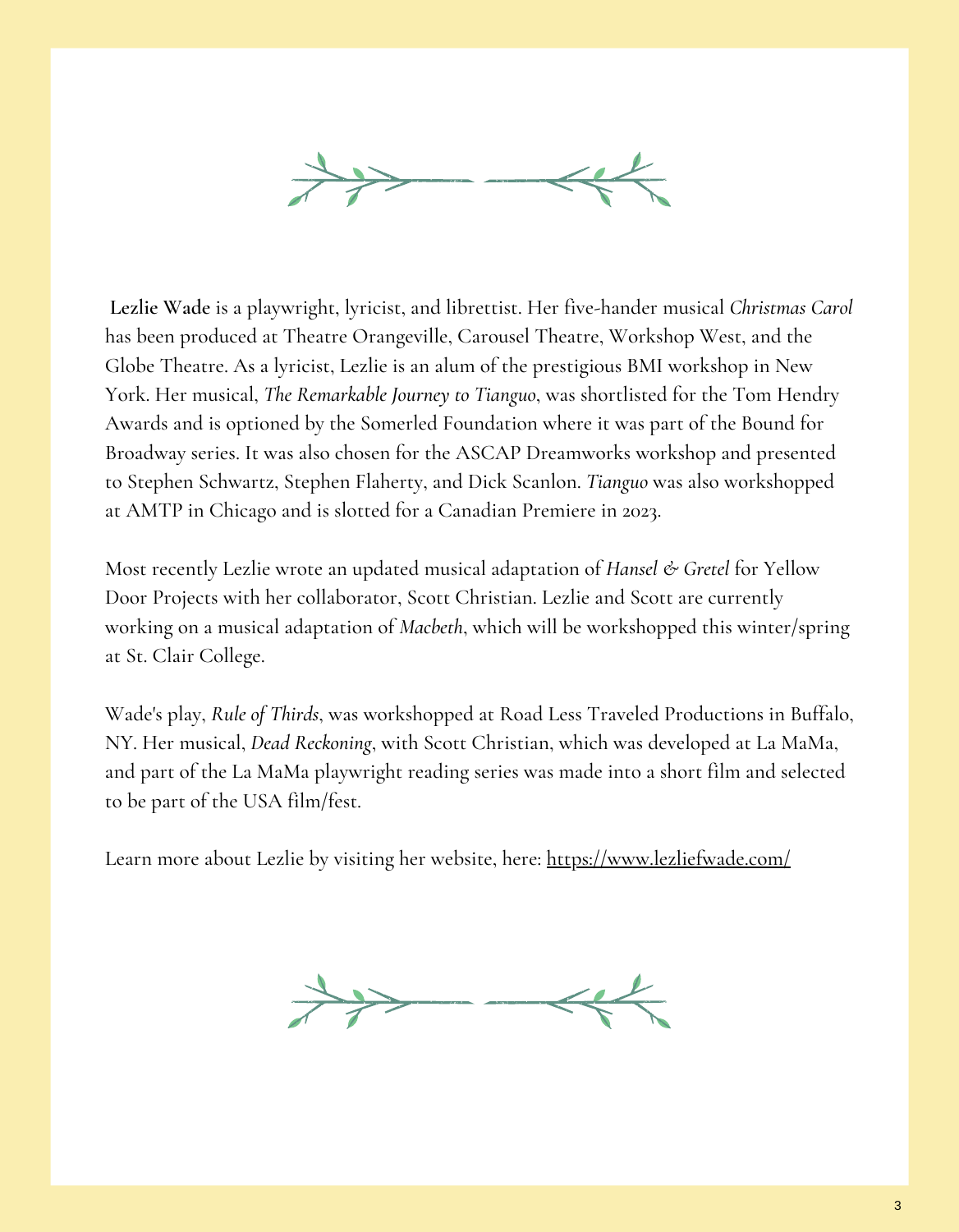**Lezlie Wade** is a playwright, lyricist, and librettist. Her five-hander musical *Christmas Carol* has been produced at Theatre Orangeville, Carousel Theatre, Workshop West, and the Globe Theatre. As a lyricist, Lezlie is an alum of the prestigious BMI workshop in New York. Her musical, *The Remarkable Journey to Tianguo*, was shortlisted for the Tom Hendry Awards and is optioned by the Somerled Foundation where it was part of the Bound for Broadway series. It was also chosen for the ASCAP Dreamworks workshop and presented to Stephen Schwartz, Stephen Flaherty, and Dick Scanlon. *Tianguo* was also workshopped at AMTP in Chicago and is slotted for a Canadian Premiere in 2023.

Most recently Lezlie wrote an updated musical adaptation of *Hansel & Gretel* for Yellow Door Projects with her collaborator, Scott Christian. Lezlie and Scott are currently working on a musical adaptation of *Macbeth*, which will be workshopped this winter/spring at St. Clair College.

Wade's play, *Rule of Thirds*, was workshopped at Road Less Traveled Productions in Buffalo, NY. Her musical, *Dead Reckoning*, with Scott Christian, which was developed at La MaMa, and part of the La MaMa playwright reading series was made into a short film and selected to be part of the USA film/fest.

Learn more about Lezlie by visiting her website, here: https://www.lezliefwade.com/